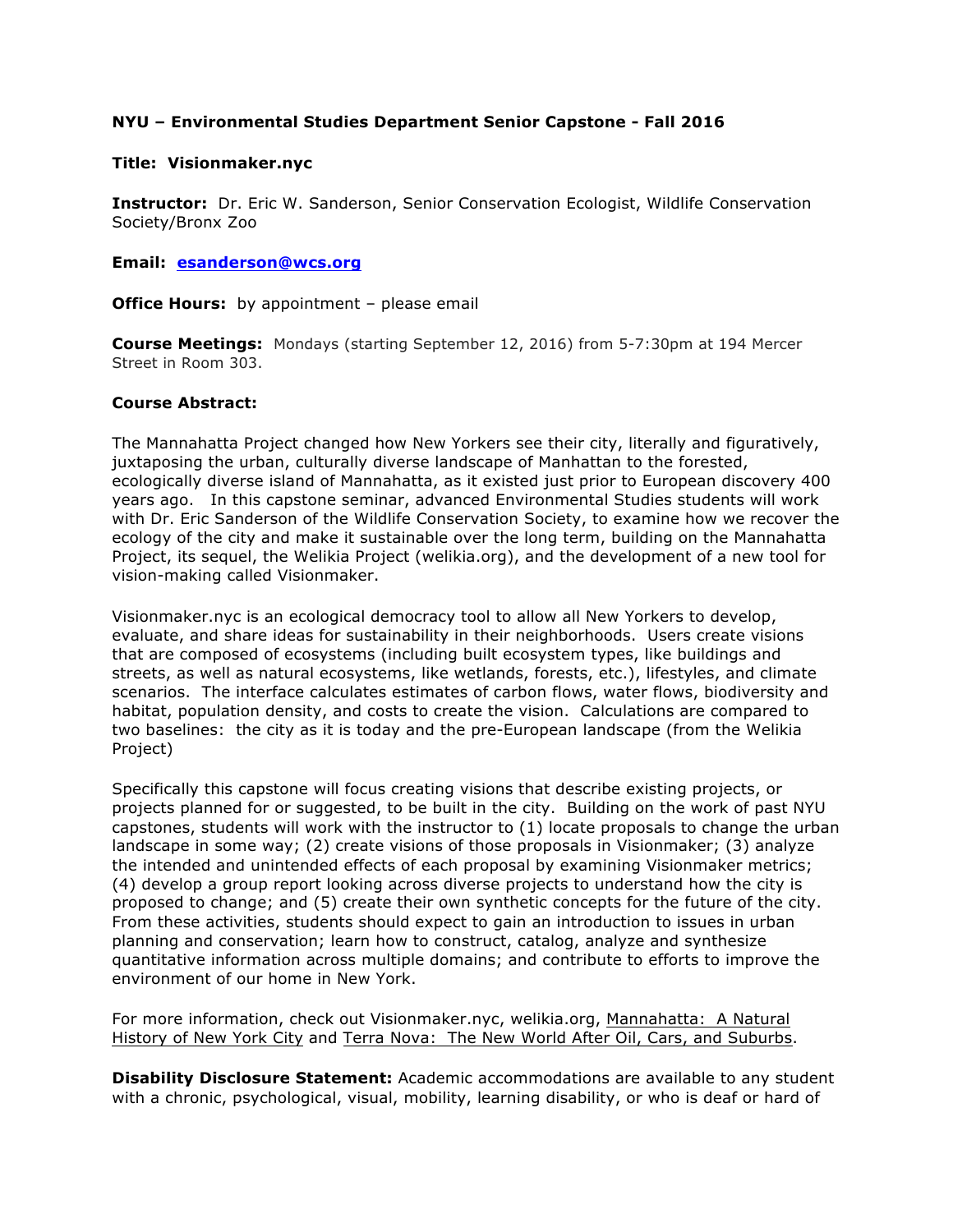**NYU – Environmental Studies Department Senior Capstone - Fall 2016**

**Title: Visionmaker.nyc**

**Instructor:** Dr. Eric W. Sanderson, Senior Conservation Ecologist, Wildlife Conservation Society/Bronx Zoo

**Email:** **esanderson@wcs.org**

**Office Hours:** by appointment – please email

**Course Meetings:** Mondays (starting September 12, 2016) from 5-7:30pm at 194 Mercer Street in Room 303.

**Course Abstract:**

The Mannahatta Project changed how New Yorkers see their city, literally and figuratively, juxtaposing the urban, culturally diverse landscape of Manhattan to the forested, ecologically diverse island of Mannahatta, as it existed just prior to European discovery 400 years ago. In this capstone seminar, advanced Environmental Studies students will work with Dr. Eric Sanderson of the Wildlife Conservation Society, to examine how we recover the ecology of the city and make it sustainable over the long term, building on the Mannahatta Project, its sequel, the Welikia Project (welikia.org), and the development of a new tool for vision-making called Visionmaker.

Visionmaker.nyc is an ecological democracy tool to allow all New Yorkers to develop, evaluate, and share ideas for sustainability in their neighborhoods. Users create visions that are composed of ecosystems (including built ecosystem types, like buildings and streets, as well as natural ecosystems, like wetlands, forests, etc.), lifestyles, and climate scenarios. The interface calculates estimates of carbon flows, water flows, biodiversity and habitat, population density, and costs to create the vision. Calculations are compared to two baselines: the city as it is today and the pre-European landscape (from the Welikia Project)

Specifically this capstone will focus creating visions that describe existing projects, or projects planned for or suggested, to be built in the city. Building on the work of past NYU capstones, students will work with the instructor to (1) locate proposals to change the urban landscape in some way; (2) create visions of those proposals in Visionmaker; (3) analyze the intended and unintended effects of each proposal by examining Visionmaker metrics; (4) develop a group report looking across diverse projects to understand how the city is proposed to change; and (5) create their own synthetic concepts for the future of the city. From these activities, students should expect to gain an introduction to issues in urban planning and conservation; learn how to construct, catalog, analyze and synthesize quantitative information across multiple domains; and contribute to efforts to improve the environment of our home in New York.

For more information, check out Visionmaker.nyc, welikia.org, Mannahatta: A Natural History of New York City and Terra Nova: The New World After Oil, Cars, and Suburbs.

**Disability Disclosure Statement:** Academic accommodations are available to any student with a chronic, psychological, visual, mobility, learning disability, or who is deaf or hard of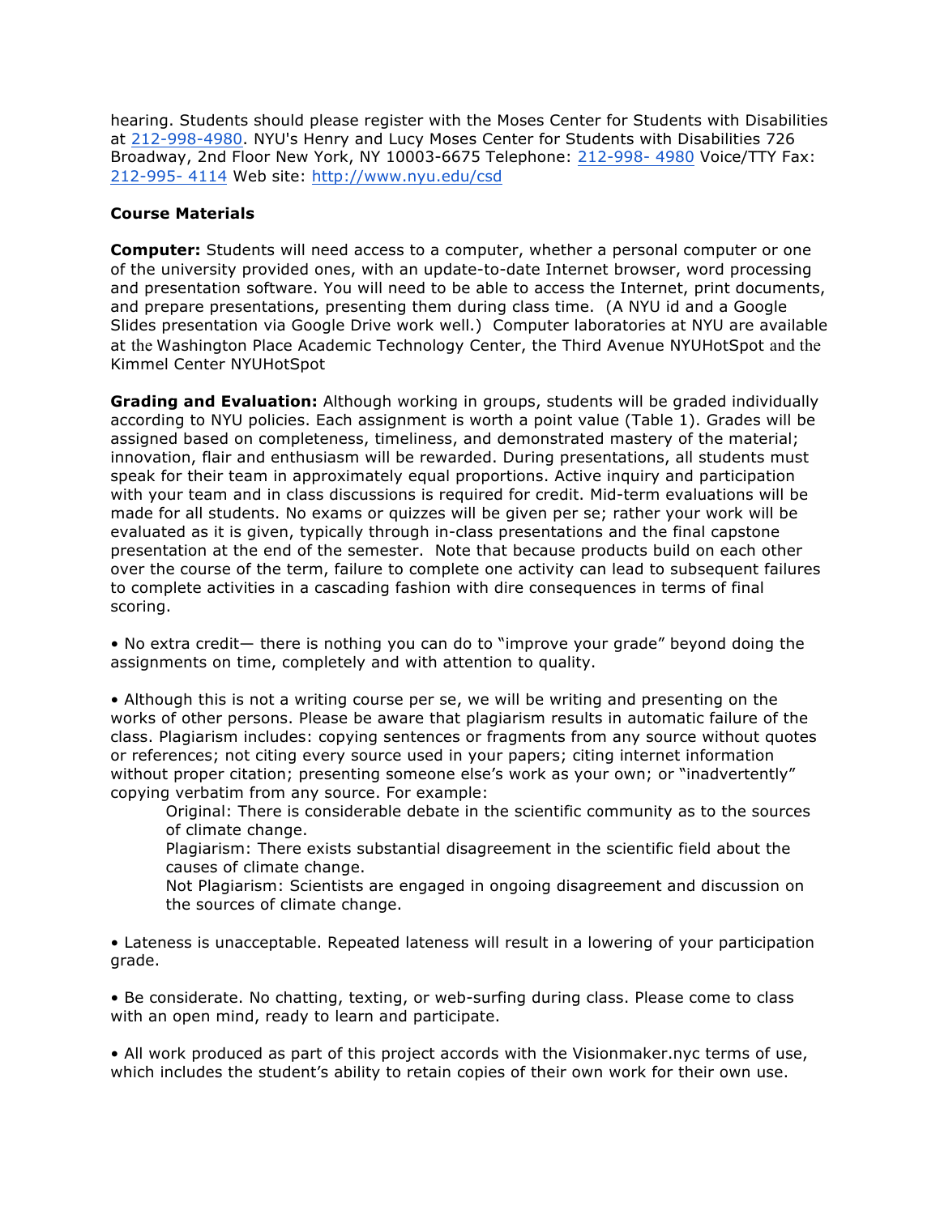hearing. Students should please register with the Moses Center for Students with Disabilities at 212-998-4980. NYU's Henry and Lucy Moses Center for Students with Disabilities 726 Broadway, 2nd Floor New York, NY 10003-6675 Telephone: 212-998- 4980 Voice/TTY Fax: 212-995- 4114 Web site: http://www.nyu.edu/csd

**Course Materials**

**Computer:** Students will need access to a computer, whether a personal computer or one of the university provided ones, with an update-to-date Internet browser, word processing and presentation software. You will need to be able to access the Internet, print documents, and prepare presentations, presenting them during class time. (A NYU id and a Google Slides presentation via Google Drive work well.) Computer laboratories at NYU are available at the Washington Place Academic Technology Center, the Third Avenue NYUHotSpot and the Kimmel Center NYUHotSpot

**Grading and Evaluation:** Although working in groups, students will be graded individually according to NYU policies. Each assignment is worth a point value (Table 1). Grades will be assigned based on completeness, timeliness, and demonstrated mastery of the material; innovation, flair and enthusiasm will be rewarded. During presentations, all students must speak for their team in approximately equal proportions. Active inquiry and participation with your team and in class discussions is required for credit. Mid-term evaluations will be made for all students. No exams or quizzes will be given per se; rather your work will be evaluated as it is given, typically through in-class presentations and the final capstone presentation at the end of the semester. Note that because products build on each other over the course of the term, failure to complete one activity can lead to subsequent failures to complete activities in a cascading fashion with dire consequences in terms of final scoring.

- No extra credit— there is nothing you can do to "improve your grade" beyond doing the assignments on time, completely and with attention to quality.

- Although this is not a writing course per se, we will be writing and presenting on the works of other persons. Please be aware that plagiarism results in automatic failure of the class. Plagiarism includes: copying sentences or fragments from any source without quotes or references; not citing every source used in your papers; citing internet information without proper citation; presenting someone else's work as your own; or "inadvertently" copying verbatim from any source. For example:

  Original: There is considerable debate in the scientific community as to the sources of climate change.
  Plagiarism: There exists substantial disagreement in the scientific field about the causes of climate change.
  Not Plagiarism: Scientists are engaged in ongoing disagreement and discussion on the sources of climate change.

- Lateness is unacceptable. Repeated lateness will result in a lowering of your participation grade.

- Be considerate. No chatting, texting, or web-surfing during class. Please come to class with an open mind, ready to learn and participate.

- All work produced as part of this project accords with the Visionmaker.nyc terms of use, which includes the student's ability to retain copies of their own work for their own use.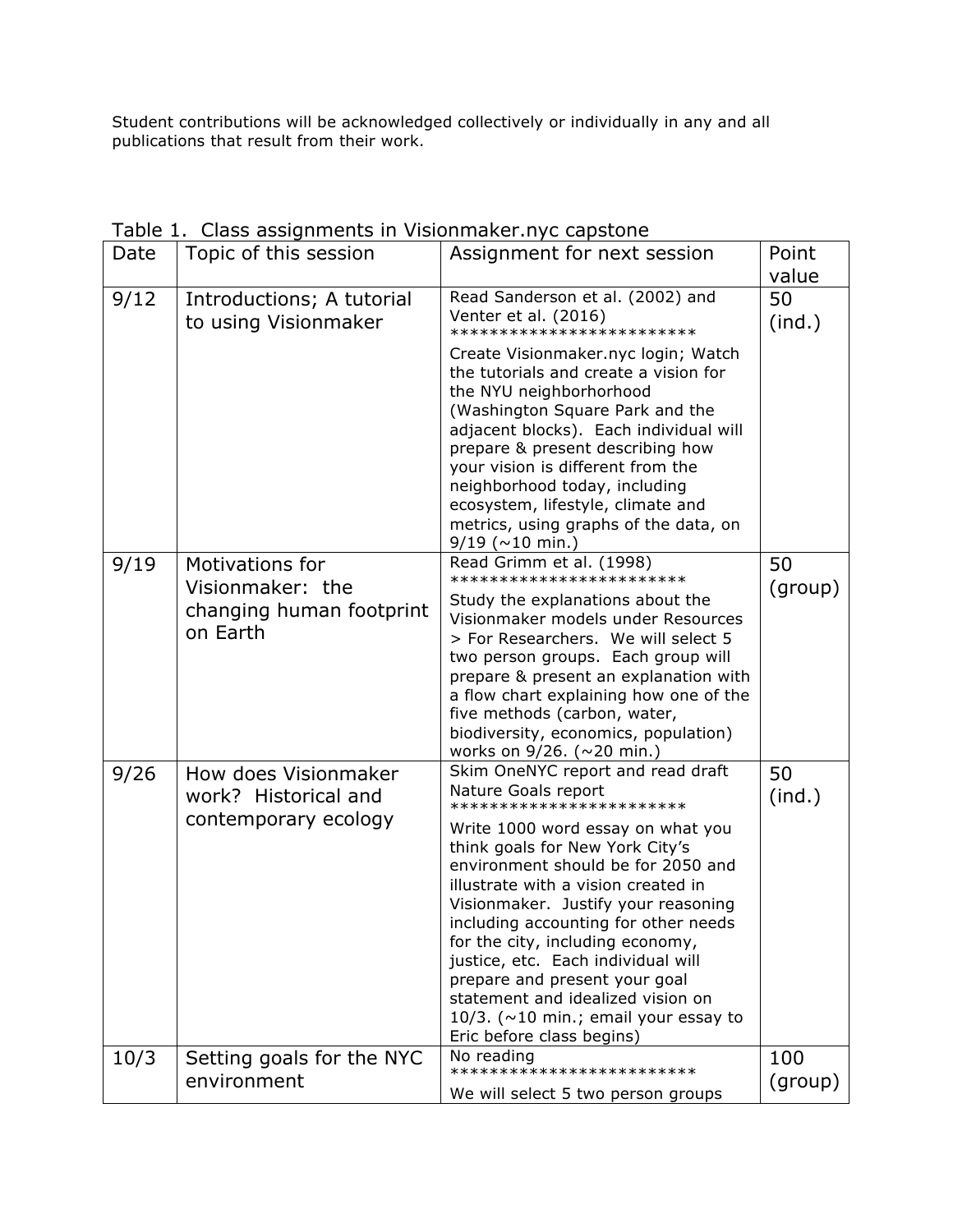Student contributions will be acknowledged collectively or individually in any and all publications that result from their work.

Table 1. Class assignments in Visionmaker.nyc capstone

| Date | Topic of this session | Assignment for next session | Point value |
|---|---|---|---|
| 9/12 | Introductions; A tutorial to using Visionmaker | Read Sanderson et al. (2002) and Venter et al. (2016) ************************* Create Visionmaker.nyc login; Watch the tutorials and create a vision for the NYU neighborhorhood (Washington Square Park and the adjacent blocks). Each individual will prepare & present describing how your vision is different from the neighborhood today, including ecosystem, lifestyle, climate and metrics, using graphs of the data, on 9/19 (~10 min.) | 50 (ind.) |
| 9/19 | Motivations for Visionmaker: the changing human footprint on Earth | Read Grimm et al. (1998) ************************ Study the explanations about the Visionmaker models under Resources > For Researchers. We will select 5 two person groups. Each group will prepare & present an explanation with a flow chart explaining how one of the five methods (carbon, water, biodiversity, economics, population) works on 9/26. (~20 min.) | 50 (group) |
| 9/26 | How does Visionmaker work? Historical and contemporary ecology | Skim OneNYC report and read draft Nature Goals report ************************ Write 1000 word essay on what you think goals for New York City's environment should be for 2050 and illustrate with a vision created in Visionmaker. Justify your reasoning including accounting for other needs for the city, including economy, justice, etc. Each individual will prepare and present your goal statement and idealized vision on 10/3. (~10 min.; email your essay to Eric before class begins) | 50 (ind.) |
| 10/3 | Setting goals for the NYC environment | No reading ************************* We will select 5 two person groups | 100 (group) |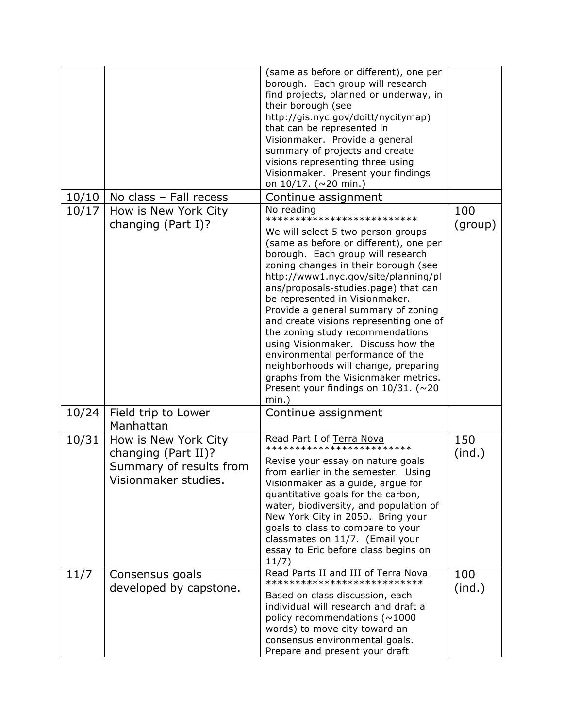| | | | |
|---|---|---|---|
| | | (same as before or different), one per borough. Each group will research find projects, planned or underway, in their borough (see http://gis.nyc.gov/doitt/nycitymap) that can be represented in Visionmaker. Provide a general summary of projects and create visions representing three using Visionmaker. Present your findings on 10/17. (~20 min.) | |
| 10/10 | No class – Fall recess | Continue assignment | |
| 10/17 | How is New York City changing (Part I)? | No reading<br>**************************<br>We will select 5 two person groups (same as before or different), one per borough. Each group will research zoning changes in their borough (see http://www1.nyc.gov/site/planning/plans/proposals-studies.page) that can be represented in Visionmaker. Provide a general summary of zoning and create visions representing one of the zoning study recommendations using Visionmaker. Discuss how the environmental performance of the neighborhoods will change, preparing graphs from the Visionmaker metrics. Present your findings on 10/31. (~20 min.) | 100 (group) |
| 10/24 | Field trip to Lower Manhattan | Continue assignment | |
| 10/31 | How is New York City changing (Part II)? Summary of results from Visionmaker studies. | Read Part I of <u>Terra Nova</u><br>*************************<br>Revise your essay on nature goals from earlier in the semester. Using Visionmaker as a guide, argue for quantitative goals for the carbon, water, biodiversity, and population of New York City in 2050. Bring your goals to class to compare to your classmates on 11/7. (Email your essay to Eric before class begins on 11/7) | 150 (ind.) |
| 11/7 | Consensus goals developed by capstone. | Read Parts II and III of <u>Terra Nova</u><br>***************************<br>Based on class discussion, each individual will research and draft a policy recommendations (~1000 words) to move city toward an consensus environmental goals. Prepare and present your draft | 100 (ind.) |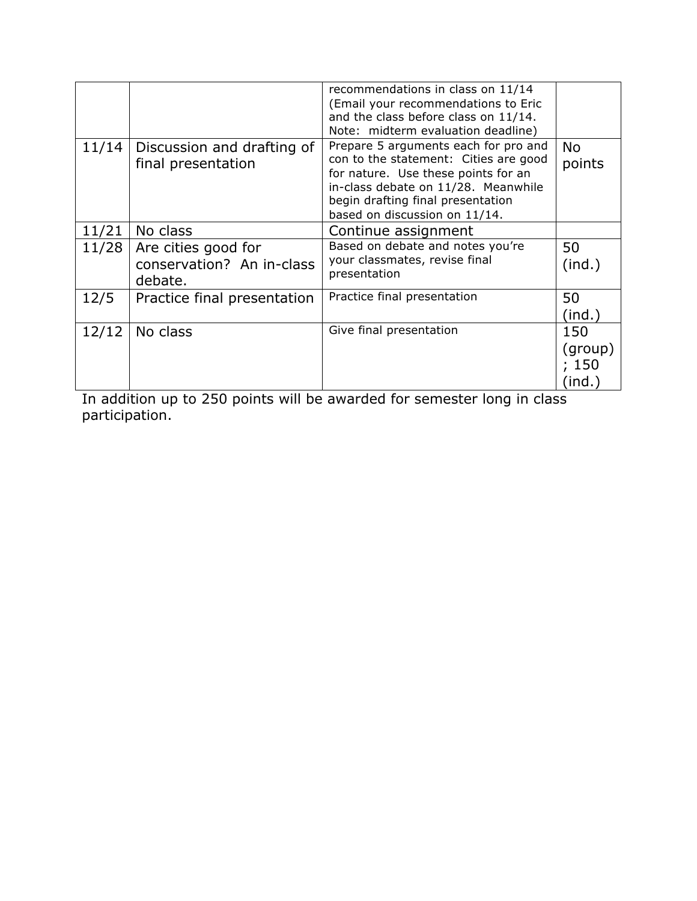| | | | |
|---|---|---|---|
| | | recommendations in class on 11/14 (Email your recommendations to Eric and the class before class on 11/14. Note: midterm evaluation deadline) | |
| 11/14 | Discussion and drafting of final presentation | Prepare 5 arguments each for pro and con to the statement: Cities are good for nature. Use these points for an in-class debate on 11/28. Meanwhile begin drafting final presentation based on discussion on 11/14. | No points |
| 11/21 | No class | Continue assignment | |
| 11/28 | Are cities good for conservation? An in-class debate. | Based on debate and notes you're your classmates, revise final presentation | 50 (ind.) |
| 12/5 | Practice final presentation | Practice final presentation | 50 (ind.) |
| 12/12 | No class | Give final presentation | 150 (group); 150 (ind.) |

In addition up to 250 points will be awarded for semester long in class participation.